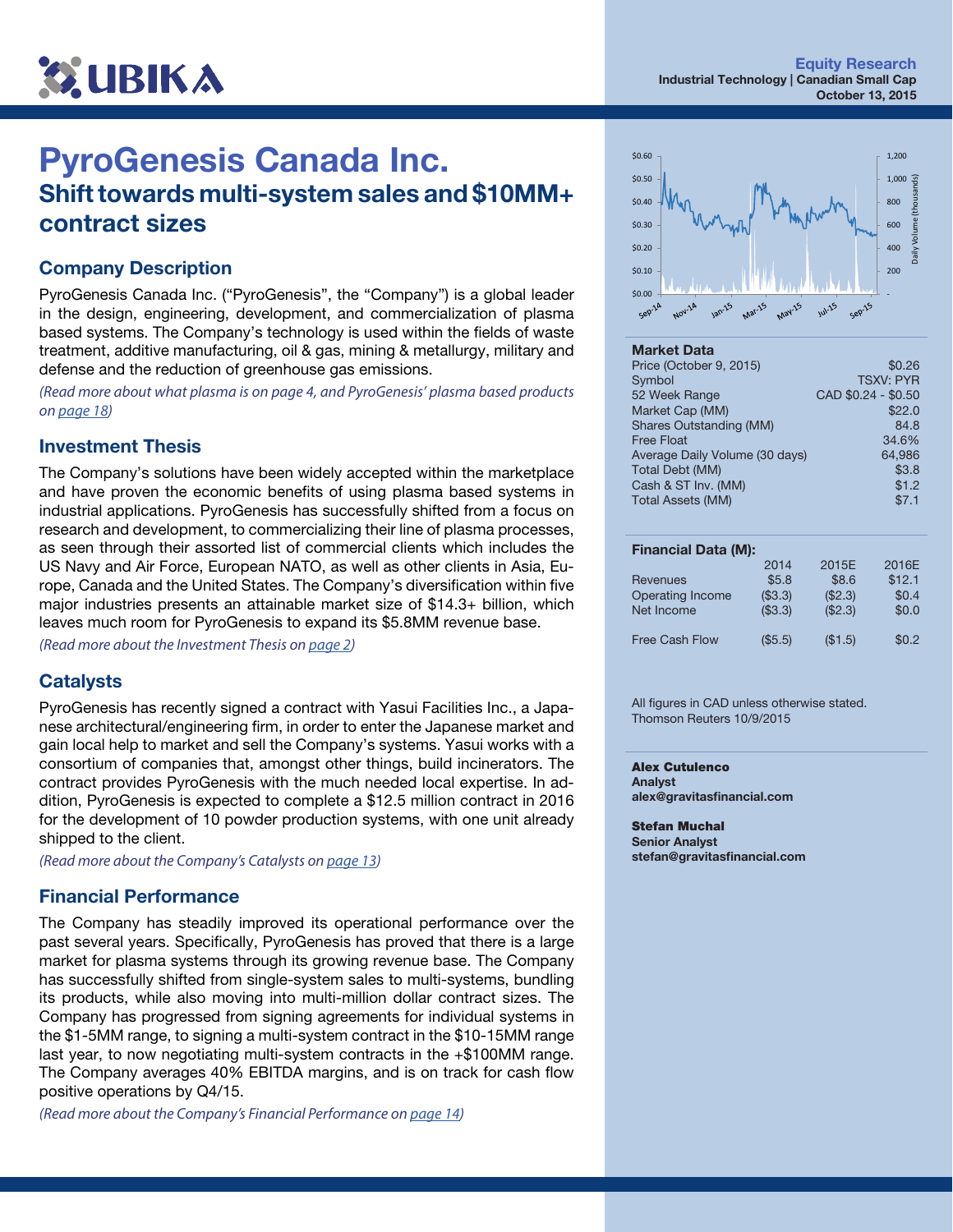UBIKA

**Equity Research**
**Industrial Technology | Canadian Small Cap**
**October 13, 2015**

# PyroGenesis Canada Inc.

## Shift towards multi-system sales and $10MM+ contract sizes

### Company Description

PyroGenesis Canada Inc. ("PyroGenesis", the "Company") is a global leader in the design, engineering, development, and commercialization of plasma based systems. The Company's technology is used within the fields of waste treatment, additive manufacturing, oil & gas, mining & metallurgy, military and defense and the reduction of greenhouse gas emissions.

*(Read more about what plasma is on page 4, and PyroGenesis' plasma based products on page 18)*

### Investment Thesis

The Company's solutions have been widely accepted within the marketplace and have proven the economic benefits of using plasma based systems in industrial applications. PyroGenesis has successfully shifted from a focus on research and development, to commercializing their line of plasma processes, as seen through their assorted list of commercial clients which includes the US Navy and Air Force, European NATO, as well as other clients in Asia, Europe, Canada and the United States. The Company's diversification within five major industries presents an attainable market size of $14.3+ billion, which leaves much room for PyroGenesis to expand its $5.8MM revenue base.

*(Read more about the Investment Thesis on page 2)*

### Catalysts

PyroGenesis has recently signed a contract with Yasui Facilities Inc., a Japanese architectural/engineering firm, in order to enter the Japanese market and gain local help to market and sell the Company's systems. Yasui works with a consortium of companies that, amongst other things, build incinerators. The contract provides PyroGenesis with the much needed local expertise. In addition, PyroGenesis is expected to complete a $12.5 million contract in 2016 for the development of 10 powder production systems, with one unit already shipped to the client.

*(Read more about the Company's Catalysts on page 13)*

### Financial Performance

The Company has steadily improved its operational performance over the past several years. Specifically, PyroGenesis has proved that there is a large market for plasma systems through its growing revenue base. The Company has successfully shifted from single-system sales to multi-systems, bundling its products, while also moving into multi-million dollar contract sizes. The Company has progressed from signing agreements for individual systems in the $1-5MM range, to signing a multi-system contract in the $10-15MM range last year, to now negotiating multi-system contracts in the +$100MM range. The Company averages 40% EBITDA margins, and is on track for cash flow positive operations by Q4/15.

*(Read more about the Company's Financial Performance on page 14)*

**Market Data**

| | |
|---|---|
| Price (October 9, 2015) | $0.26 |
| Symbol | TSXV: PYR |
| 52 Week Range | CAD $0.24 - $0.50 |
| Market Cap (MM) | $22.0 |
| Shares Outstanding (MM) | 84.8 |
| Free Float | 34.6% |
| Average Daily Volume (30 days) | 64,986 |
| Total Debt (MM) | $3.8 |
| Cash & ST Inv. (MM) | $1.2 |
| Total Assets (MM) | $7.1 |

**Financial Data (M):**

| | 2014 | 2015E | 2016E |
|---|---|---|---|
| Revenues | $5.8 | $8.6 | $12.1 |
| Operating Income | ($3.3) | ($2.3) | $0.4 |
| Net Income | ($3.3) | ($2.3) | $0.0 |
| Free Cash Flow | ($5.5) | ($1.5) | $0.2 |

All figures in CAD unless otherwise stated.
Thomson Reuters 10/9/2015

**Alex Cutulenco**
**Analyst**
**alex@gravitasfinancial.com**

**Stefan Muchal**
**Senior Analyst**
**stefan@gravitasfinancial.com**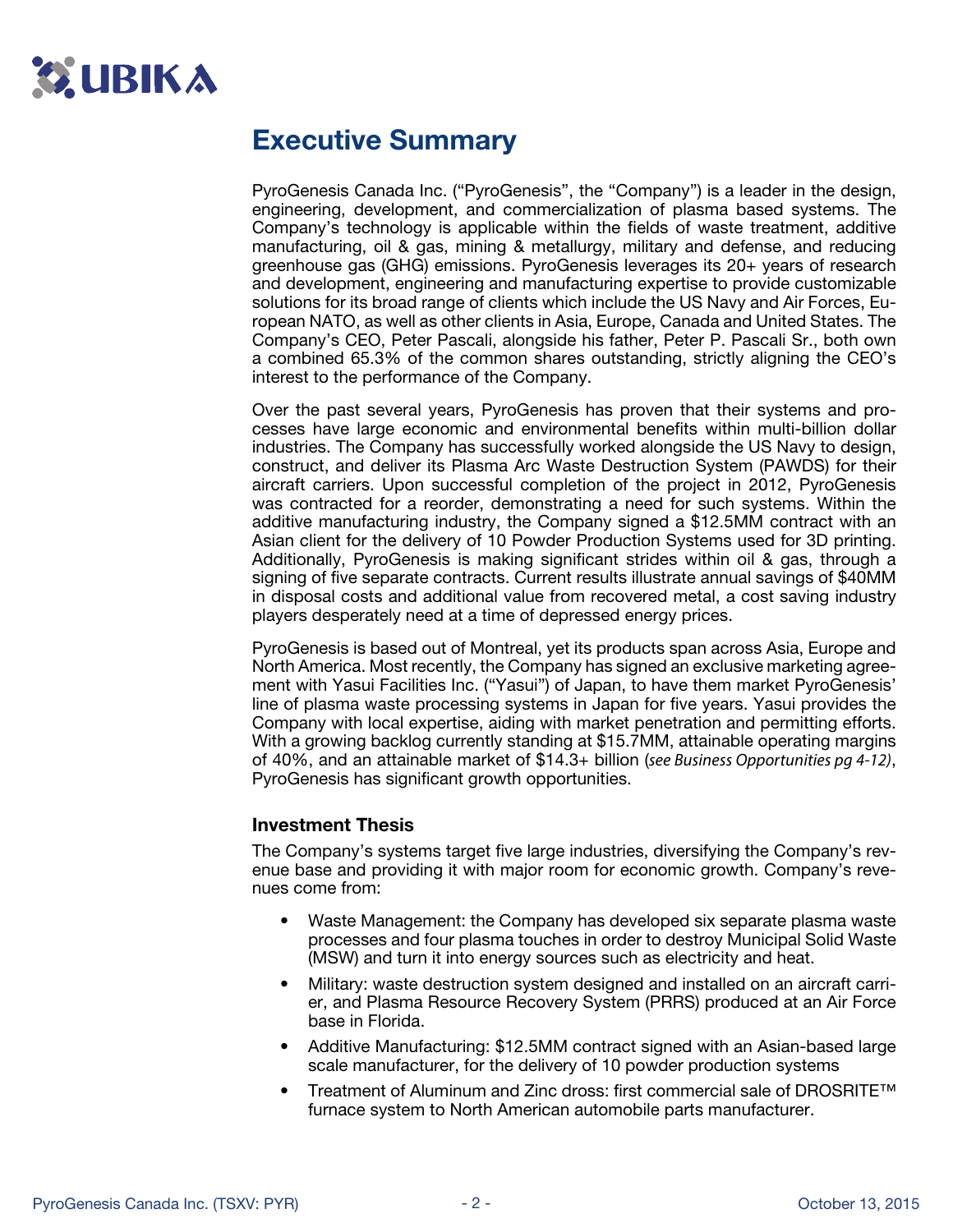# Executive Summary

PyroGenesis Canada Inc. ("PyroGenesis", the "Company") is a leader in the design, engineering, development, and commercialization of plasma based systems. The Company's technology is applicable within the fields of waste treatment, additive manufacturing, oil & gas, mining & metallurgy, military and defense, and reducing greenhouse gas (GHG) emissions. PyroGenesis leverages its 20+ years of research and development, engineering and manufacturing expertise to provide customizable solutions for its broad range of clients which include the US Navy and Air Forces, European NATO, as well as other clients in Asia, Europe, Canada and United States. The Company's CEO, Peter Pascali, alongside his father, Peter P. Pascali Sr., both own a combined 65.3% of the common shares outstanding, strictly aligning the CEO's interest to the performance of the Company.

Over the past several years, PyroGenesis has proven that their systems and processes have large economic and environmental benefits within multi-billion dollar industries. The Company has successfully worked alongside the US Navy to design, construct, and deliver its Plasma Arc Waste Destruction System (PAWDS) for their aircraft carriers. Upon successful completion of the project in 2012, PyroGenesis was contracted for a reorder, demonstrating a need for such systems. Within the additive manufacturing industry, the Company signed a $12.5MM contract with an Asian client for the delivery of 10 Powder Production Systems used for 3D printing. Additionally, PyroGenesis is making significant strides within oil & gas, through a signing of five separate contracts. Current results illustrate annual savings of $40MM in disposal costs and additional value from recovered metal, a cost saving industry players desperately need at a time of depressed energy prices.

PyroGenesis is based out of Montreal, yet its products span across Asia, Europe and North America. Most recently, the Company has signed an exclusive marketing agreement with Yasui Facilities Inc. ("Yasui") of Japan, to have them market PyroGenesis' line of plasma waste processing systems in Japan for five years. Yasui provides the Company with local expertise, aiding with market penetration and permitting efforts. With a growing backlog currently standing at $15.7MM, attainable operating margins of 40%, and an attainable market of $14.3+ billion (*see Business Opportunities pg 4-12)*, PyroGenesis has significant growth opportunities.

### Investment Thesis

The Company's systems target five large industries, diversifying the Company's revenue base and providing it with major room for economic growth. Company's revenues come from:

- Waste Management: the Company has developed six separate plasma waste processes and four plasma touches in order to destroy Municipal Solid Waste (MSW) and turn it into energy sources such as electricity and heat.
- Military: waste destruction system designed and installed on an aircraft carrier, and Plasma Resource Recovery System (PRRS) produced at an Air Force base in Florida.
- Additive Manufacturing: $12.5MM contract signed with an Asian-based large scale manufacturer, for the delivery of 10 powder production systems
- Treatment of Aluminum and Zinc dross: first commercial sale of DROSRITE™ furnace system to North American automobile parts manufacturer.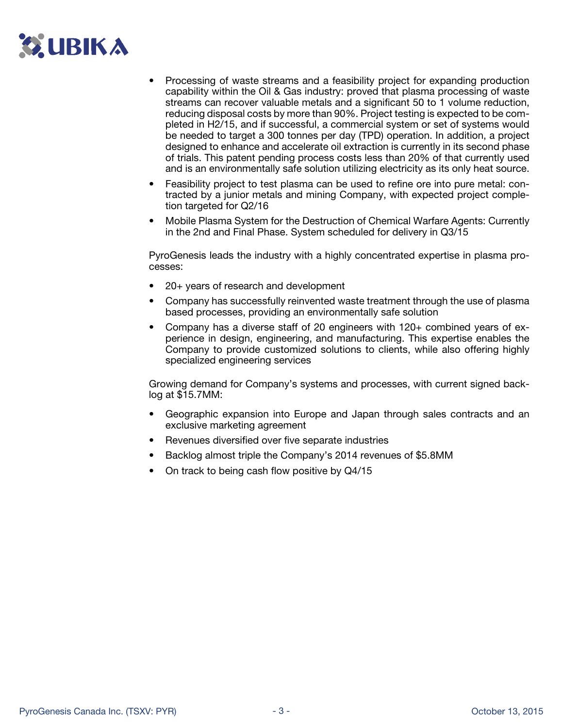- Processing of waste streams and a feasibility project for expanding production capability within the Oil & Gas industry: proved that plasma processing of waste streams can recover valuable metals and a significant 50 to 1 volume reduction, reducing disposal costs by more than 90%. Project testing is expected to be completed in H2/15, and if successful, a commercial system or set of systems would be needed to target a 300 tonnes per day (TPD) operation. In addition, a project designed to enhance and accelerate oil extraction is currently in its second phase of trials. This patent pending process costs less than 20% of that currently used and is an environmentally safe solution utilizing electricity as its only heat source.
- Feasibility project to test plasma can be used to refine ore into pure metal: contracted by a junior metals and mining Company, with expected project completion targeted for Q2/16
- Mobile Plasma System for the Destruction of Chemical Warfare Agents: Currently in the 2nd and Final Phase. System scheduled for delivery in Q3/15

PyroGenesis leads the industry with a highly concentrated expertise in plasma processes:

- 20+ years of research and development
- Company has successfully reinvented waste treatment through the use of plasma based processes, providing an environmentally safe solution
- Company has a diverse staff of 20 engineers with 120+ combined years of experience in design, engineering, and manufacturing. This expertise enables the Company to provide customized solutions to clients, while also offering highly specialized engineering services

Growing demand for Company's systems and processes, with current signed backlog at $15.7MM:

- Geographic expansion into Europe and Japan through sales contracts and an exclusive marketing agreement
- Revenues diversified over five separate industries
- Backlog almost triple the Company's 2014 revenues of $5.8MM
- On track to being cash flow positive by Q4/15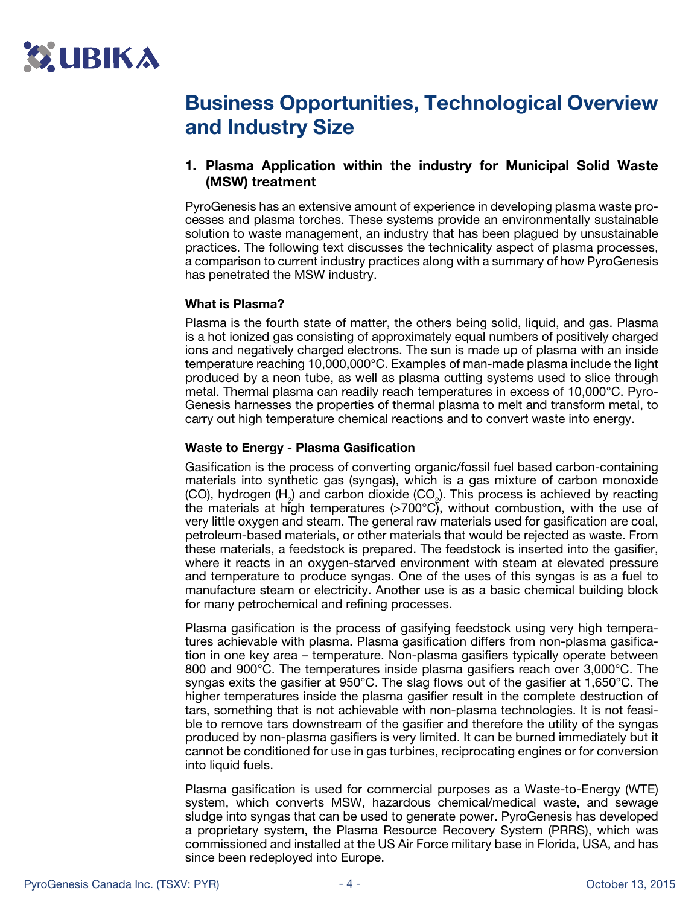# Business Opportunities, Technological Overview and Industry Size

## 1. Plasma Application within the industry for Municipal Solid Waste (MSW) treatment

PyroGenesis has an extensive amount of experience in developing plasma waste processes and plasma torches. These systems provide an environmentally sustainable solution to waste management, an industry that has been plagued by unsustainable practices. The following text discusses the technicality aspect of plasma processes, a comparison to current industry practices along with a summary of how PyroGenesis has penetrated the MSW industry.

### What is Plasma?

Plasma is the fourth state of matter, the others being solid, liquid, and gas. Plasma is a hot ionized gas consisting of approximately equal numbers of positively charged ions and negatively charged electrons. The sun is made up of plasma with an inside temperature reaching 10,000,000°C. Examples of man-made plasma include the light produced by a neon tube, as well as plasma cutting systems used to slice through metal. Thermal plasma can readily reach temperatures in excess of 10,000°C. PyroGenesis harnesses the properties of thermal plasma to melt and transform metal, to carry out high temperature chemical reactions and to convert waste into energy.

### Waste to Energy - Plasma Gasification

Gasification is the process of converting organic/fossil fuel based carbon-containing materials into synthetic gas (syngas), which is a gas mixture of carbon monoxide (CO), hydrogen ($H_2$) and carbon dioxide ($CO_2$). This process is achieved by reacting the materials at high temperatures (>700°C), without combustion, with the use of very little oxygen and steam. The general raw materials used for gasification are coal, petroleum-based materials, or other materials that would be rejected as waste. From these materials, a feedstock is prepared. The feedstock is inserted into the gasifier, where it reacts in an oxygen-starved environment with steam at elevated pressure and temperature to produce syngas. One of the uses of this syngas is as a fuel to manufacture steam or electricity. Another use is as a basic chemical building block for many petrochemical and refining processes.

Plasma gasification is the process of gasifying feedstock using very high temperatures achievable with plasma. Plasma gasification differs from non-plasma gasification in one key area – temperature. Non-plasma gasifiers typically operate between 800 and 900°C. The temperatures inside plasma gasifiers reach over 3,000°C. The syngas exits the gasifier at 950°C. The slag flows out of the gasifier at 1,650°C. The higher temperatures inside the plasma gasifier result in the complete destruction of tars, something that is not achievable with non-plasma technologies. It is not feasible to remove tars downstream of the gasifier and therefore the utility of the syngas produced by non-plasma gasifiers is very limited. It can be burned immediately but it cannot be conditioned for use in gas turbines, reciprocating engines or for conversion into liquid fuels.

Plasma gasification is used for commercial purposes as a Waste-to-Energy (WTE) system, which converts MSW, hazardous chemical/medical waste, and sewage sludge into syngas that can be used to generate power. PyroGenesis has developed a proprietary system, the Plasma Resource Recovery System (PRRS), which was commissioned and installed at the US Air Force military base in Florida, USA, and has since been redeployed into Europe.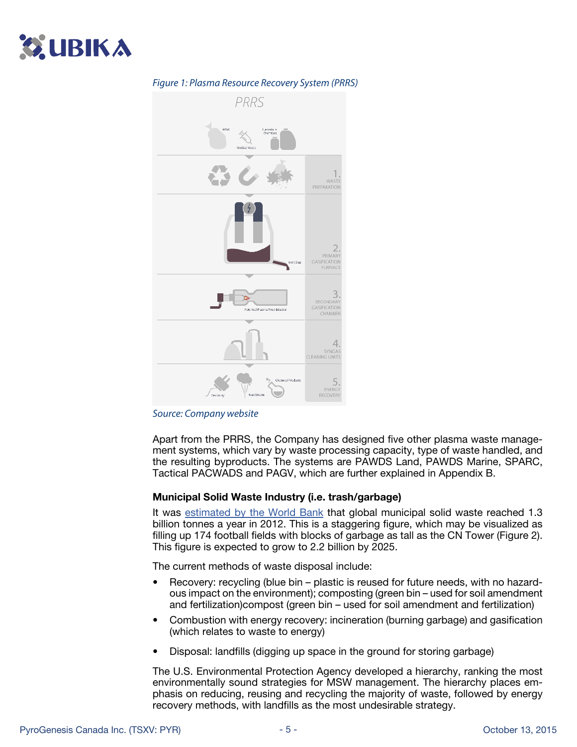*Figure 1: Plasma Resource Recovery System (PRRS)*

*Source: Company website*

Apart from the PRRS, the Company has designed five other plasma waste management systems, which vary by waste processing capacity, type of waste handled, and the resulting byproducts. The systems are PAWDS Land, PAWDS Marine, SPARC, Tactical PACWADS and PAGV, which are further explained in Appendix B.

**Municipal Solid Waste Industry (i.e. trash/garbage)**

It was estimated by the World Bank that global municipal solid waste reached 1.3 billion tonnes a year in 2012. This is a staggering figure, which may be visualized as filling up 174 football fields with blocks of garbage as tall as the CN Tower (Figure 2). This figure is expected to grow to 2.2 billion by 2025.

The current methods of waste disposal include:

- Recovery: recycling (blue bin – plastic is reused for future needs, with no hazardous impact on the environment); composting (green bin – used for soil amendment and fertilization)compost (green bin – used for soil amendment and fertilization)
- Combustion with energy recovery: incineration (burning garbage) and gasification (which relates to waste to energy)
- Disposal: landfills (digging up space in the ground for storing garbage)

The U.S. Environmental Protection Agency developed a hierarchy, ranking the most environmentally sound strategies for MSW management. The hierarchy places emphasis on reducing, reusing and recycling the majority of waste, followed by energy recovery methods, with landfills as the most undesirable strategy.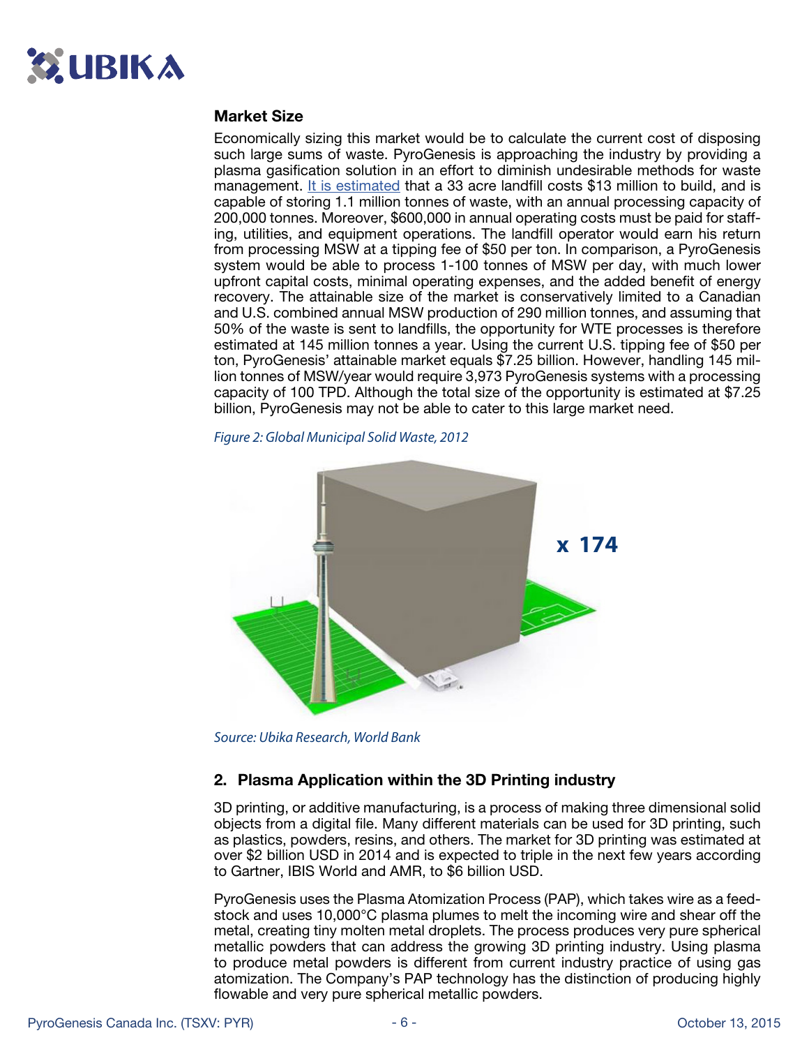### Market Size

Economically sizing this market would be to calculate the current cost of disposing such large sums of waste. PyroGenesis is approaching the industry by providing a plasma gasification solution in an effort to diminish undesirable methods for waste management. It is estimated that a 33 acre landfill costs $13 million to build, and is capable of storing 1.1 million tonnes of waste, with an annual processing capacity of 200,000 tonnes. Moreover, $600,000 in annual operating costs must be paid for staffing, utilities, and equipment operations. The landfill operator would earn his return from processing MSW at a tipping fee of $50 per ton. In comparison, a PyroGenesis system would be able to process 1-100 tonnes of MSW per day, with much lower upfront capital costs, minimal operating expenses, and the added benefit of energy recovery. The attainable size of the market is conservatively limited to a Canadian and U.S. combined annual MSW production of 290 million tonnes, and assuming that 50% of the waste is sent to landfills, the opportunity for WTE processes is therefore estimated at 145 million tonnes a year. Using the current U.S. tipping fee of $50 per ton, PyroGenesis' attainable market equals $7.25 billion. However, handling 145 million tonnes of MSW/year would require 3,973 PyroGenesis systems with a processing capacity of 100 TPD. Although the total size of the opportunity is estimated at $7.25 billion, PyroGenesis may not be able to cater to this large market need.

*Figure 2: Global Municipal Solid Waste, 2012*

x 174

*Source: Ubika Research, World Bank*

### 2. Plasma Application within the 3D Printing industry

3D printing, or additive manufacturing, is a process of making three dimensional solid objects from a digital file. Many different materials can be used for 3D printing, such as plastics, powders, resins, and others. The market for 3D printing was estimated at over $2 billion USD in 2014 and is expected to triple in the next few years according to Gartner, IBIS World and AMR, to $6 billion USD.

PyroGenesis uses the Plasma Atomization Process (PAP), which takes wire as a feedstock and uses 10,000°C plasma plumes to melt the incoming wire and shear off the metal, creating tiny molten metal droplets. The process produces very pure spherical metallic powders that can address the growing 3D printing industry. Using plasma to produce metal powders is different from current industry practice of using gas atomization. The Company's PAP technology has the distinction of producing highly flowable and very pure spherical metallic powders.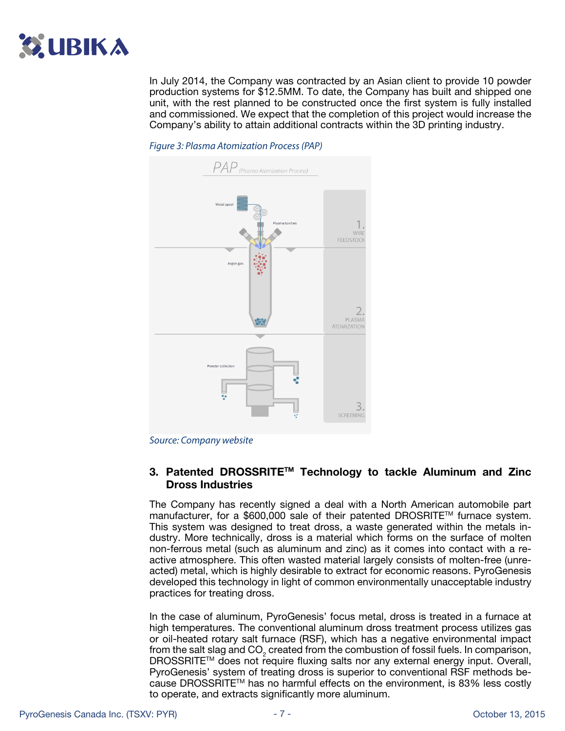In July 2014, the Company was contracted by an Asian client to provide 10 powder production systems for $12.5MM. To date, the Company has built and shipped one unit, with the rest planned to be constructed once the first system is fully installed and commissioned. We expect that the completion of this project would increase the Company's ability to attain additional contracts within the 3D printing industry.

*Figure 3: Plasma Atomization Process (PAP)*

*Source: Company website*

### 3. Patented DROSSRITE™ Technology to tackle Aluminum and Zinc Dross Industries

The Company has recently signed a deal with a North American automobile part manufacturer, for a $600,000 sale of their patented DROSRITE™ furnace system. This system was designed to treat dross, a waste generated within the metals industry. More technically, dross is a material which forms on the surface of molten non-ferrous metal (such as aluminum and zinc) as it comes into contact with a reactive atmosphere. This often wasted material largely consists of molten-free (unreacted) metal, which is highly desirable to extract for economic reasons. PyroGenesis developed this technology in light of common environmentally unacceptable industry practices for treating dross.

In the case of aluminum, PyroGenesis' focus metal, dross is treated in a furnace at high temperatures. The conventional aluminum dross treatment process utilizes gas or oil-heated rotary salt furnace (RSF), which has a negative environmental impact from the salt slag and $CO_2$ created from the combustion of fossil fuels. In comparison, DROSSRITE™ does not require fluxing salts nor any external energy input. Overall, PyroGenesis' system of treating dross is superior to conventional RSF methods because DROSSRITE™ has no harmful effects on the environment, is 83% less costly to operate, and extracts significantly more aluminum.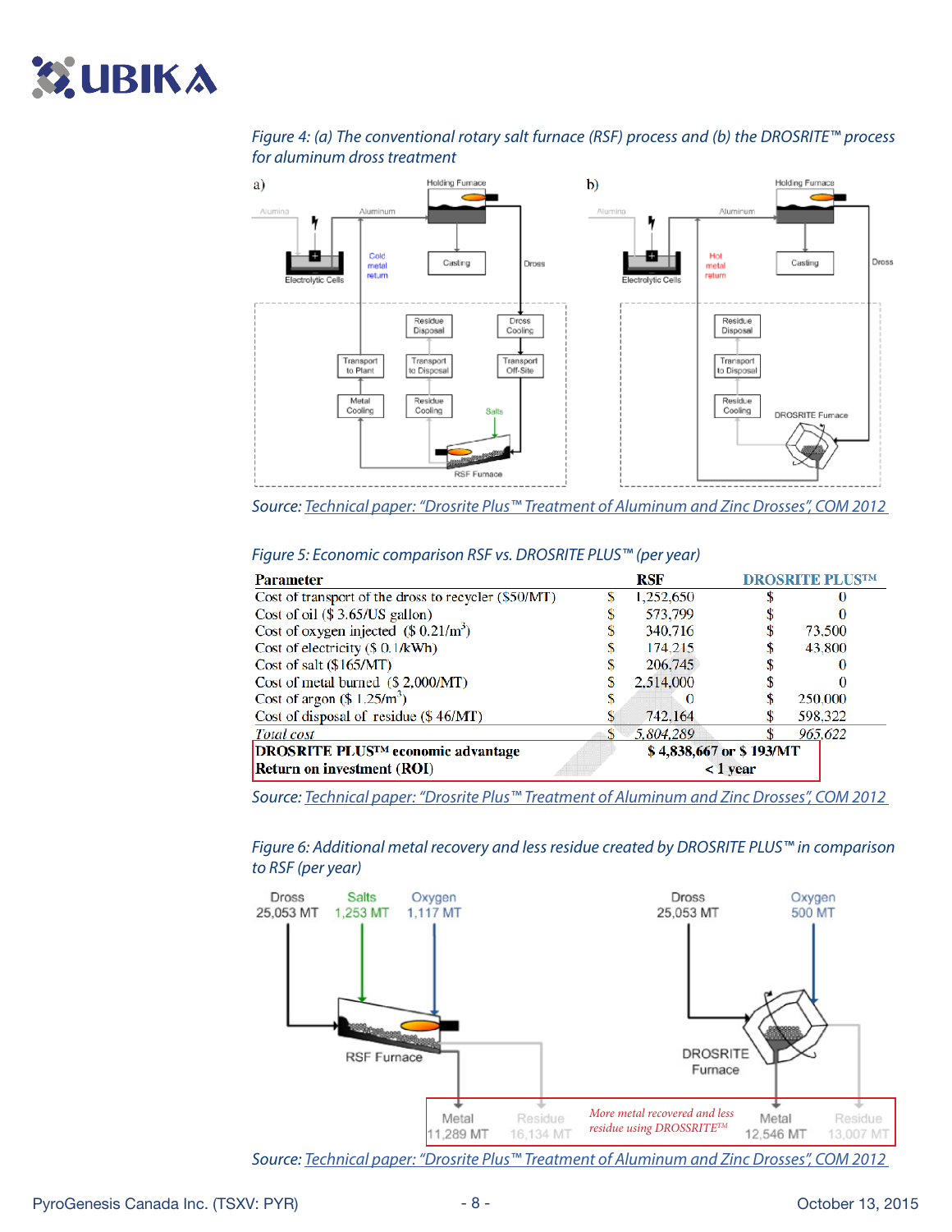*Figure 4: (a) The conventional rotary salt furnace (RSF) process and (b) the DROSRITE™ process for aluminum dross treatment*

Source: Technical paper: "Drosrite Plus™ Treatment of Aluminum and Zinc Drosses", COM 2012

*Figure 5: Economic comparison RSF vs. DROSRITE PLUS™ (per year)*

| Parameter | RSF | DROSRITE PLUS™ |
|---|---|---|
| Cost of transport of the dross to recycler ($50/MT) | $ 1,252,650 | $ 0 |
| Cost of oil ($ 3.65/US gallon) | $ 573,799 | $ 0 |
| Cost of oxygen injected ($ 0.21/m³) | $ 340,716 | $ 73,500 |
| Cost of electricity ($ 0.1/kWh) | $ 174,215 | $ 43,800 |
| Cost of salt ($165/MT) | $ 206,745 | $ 0 |
| Cost of metal burned ($ 2,000/MT) | $ 2,514,000 | $ 0 |
| Cost of argon ($ 1.25/m³) | $ 0 | $ 250,000 |
| Cost of disposal of residue ($ 46/MT) | $ 742,164 | $ 598,322 |
| *Total cost* | $ 5,804,289 | $ 965,622 |
| **DROSRITE PLUS™ economic advantage** | **$ 4,838,667 or $ 193/MT** | |
| **Return on investment (ROI)** | **< 1 year** | |

Source: Technical paper: "Drosrite Plus™ Treatment of Aluminum and Zinc Drosses", COM 2012

*Figure 6: Additional metal recovery and less residue created by DROSRITE PLUS™ in comparison to RSF (per year)*

Source: Technical paper: "Drosrite Plus™ Treatment of Aluminum and Zinc Drosses", COM 2012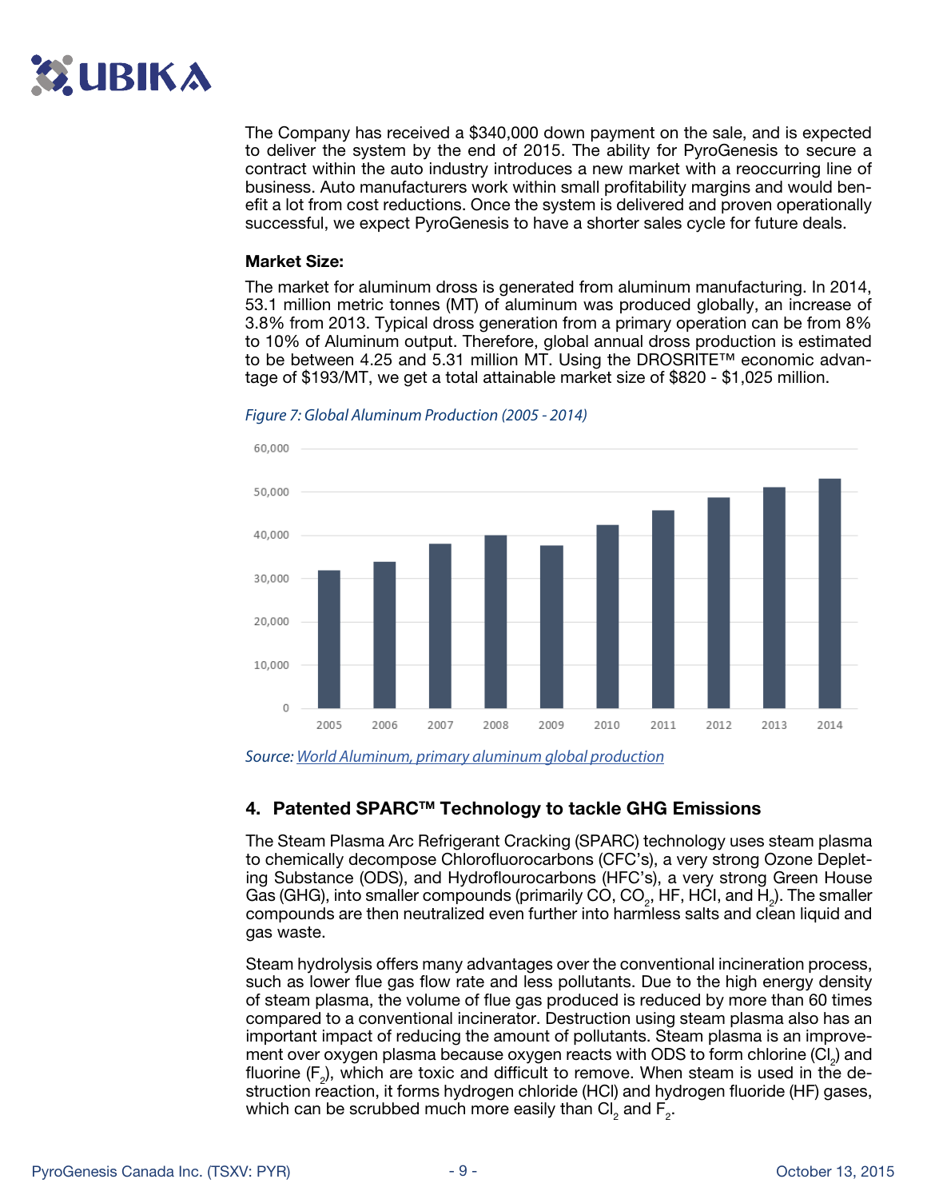The Company has received a $340,000 down payment on the sale, and is expected to deliver the system by the end of 2015. The ability for PyroGenesis to secure a contract within the auto industry introduces a new market with a reoccurring line of business. Auto manufacturers work within small profitability margins and would benefit a lot from cost reductions. Once the system is delivered and proven operationally successful, we expect PyroGenesis to have a shorter sales cycle for future deals.

**Market Size:**

The market for aluminum dross is generated from aluminum manufacturing. In 2014, 53.1 million metric tonnes (MT) of aluminum was produced globally, an increase of 3.8% from 2013. Typical dross generation from a primary operation can be from 8% to 10% of Aluminum output. Therefore, global annual dross production is estimated to be between 4.25 and 5.31 million MT. Using the DROSRITE™ economic advantage of $193/MT, we get a total attainable market size of $820 - $1,025 million.

*Figure 7: Global Aluminum Production (2005 - 2014)*

*Source: World Aluminum, primary aluminum global production*

### 4. Patented SPARC™ Technology to tackle GHG Emissions

The Steam Plasma Arc Refrigerant Cracking (SPARC) technology uses steam plasma to chemically decompose Chlorofluorocarbons (CFC's), a very strong Ozone Depleting Substance (ODS), and Hydroflourocarbons (HFC's), a very strong Green House Gas (GHG), into smaller compounds (primarily CO, $CO_2$, HF, HCl, and $H_2$). The smaller compounds are then neutralized even further into harmless salts and clean liquid and gas waste.

Steam hydrolysis offers many advantages over the conventional incineration process, such as lower flue gas flow rate and less pollutants. Due to the high energy density of steam plasma, the volume of flue gas produced is reduced by more than 60 times compared to a conventional incinerator. Destruction using steam plasma also has an important impact of reducing the amount of pollutants. Steam plasma is an improvement over oxygen plasma because oxygen reacts with ODS to form chlorine ($Cl_2$) and fluorine ($F_2$), which are toxic and difficult to remove. When steam is used in the destruction reaction, it forms hydrogen chloride (HCl) and hydrogen fluoride (HF) gases, which can be scrubbed much more easily than $Cl_2$ and $F_2$.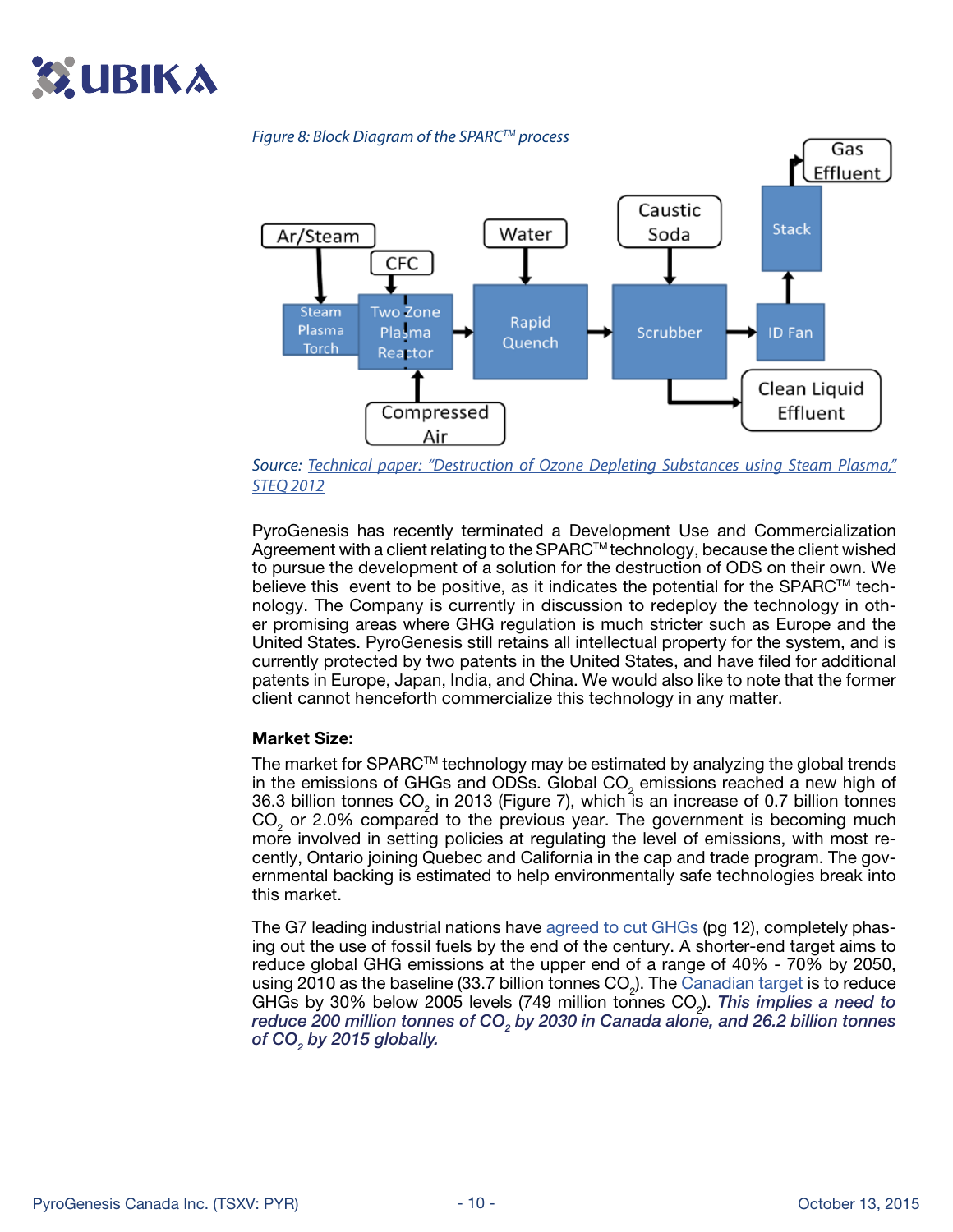*Figure 8: Block Diagram of the SPARC™ process*

Source: [Technical paper: "Destruction of Ozone Depleting Substances using Steam Plasma," STEQ 2012]

PyroGenesis has recently terminated a Development Use and Commercialization Agreement with a client relating to the SPARC™ technology, because the client wished to pursue the development of a solution for the destruction of ODS on their own. We believe this event to be positive, as it indicates the potential for the SPARC™ technology. The Company is currently in discussion to redeploy the technology in other promising areas where GHG regulation is much stricter such as Europe and the United States. PyroGenesis still retains all intellectual property for the system, and is currently protected by two patents in the United States, and have filed for additional patents in Europe, Japan, India, and China. We would also like to note that the former client cannot henceforth commercialize this technology in any matter.

**Market Size:**

The market for SPARC™ technology may be estimated by analyzing the global trends in the emissions of GHGs and ODSs. Global $CO_2$ emissions reached a new high of 36.3 billion tonnes $CO_2$ in 2013 (Figure 7), which is an increase of 0.7 billion tonnes $CO_2$ or 2.0% compared to the previous year. The government is becoming much more involved in setting policies at regulating the level of emissions, with most recently, Ontario joining Quebec and California in the cap and trade program. The governmental backing is estimated to help environmentally safe technologies break into this market.

The G7 leading industrial nations have [agreed to cut GHGs] (pg 12), completely phasing out the use of fossil fuels by the end of the century. A shorter-end target aims to reduce global GHG emissions at the upper end of a range of 40% - 70% by 2050, using 2010 as the baseline (33.7 billion tonnes $CO_2$). The [Canadian target] is to reduce GHGs by 30% below 2005 levels (749 million tonnes $CO_2$). ***This implies a need to reduce 200 million tonnes of $CO_2$ by 2030 in Canada alone, and 26.2 billion tonnes of $CO_2$ by 2015 globally.***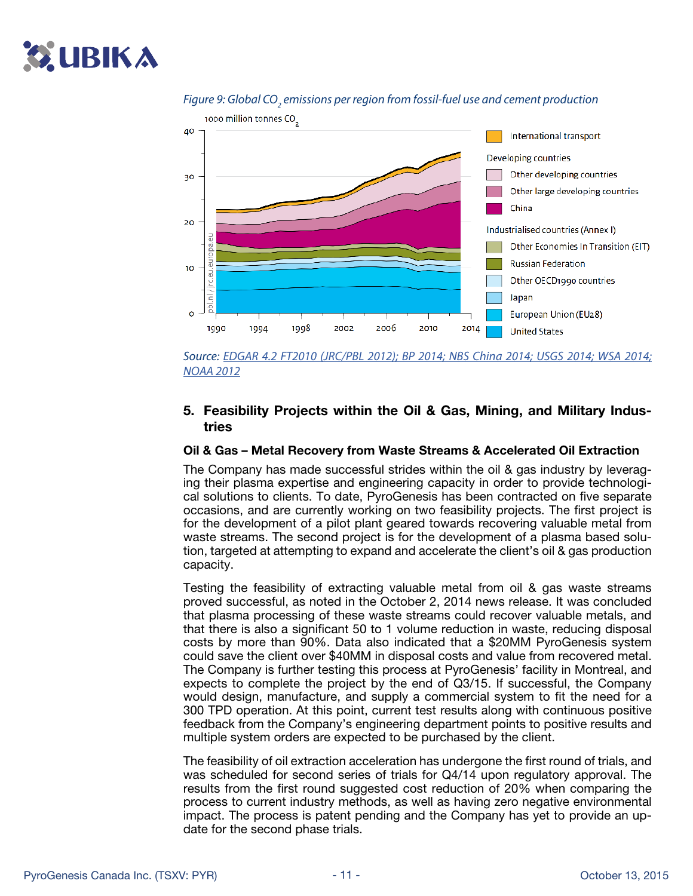*Figure 9: Global $CO_2$ emissions per region from fossil-fuel use and cement production*

*Source: EDGAR 4.2 FT2010 (JRC/PBL 2012); BP 2014; NBS China 2014; USGS 2014; WSA 2014; NOAA 2012*

## 5. Feasibility Projects within the Oil & Gas, Mining, and Military Industries

### Oil & Gas – Metal Recovery from Waste Streams & Accelerated Oil Extraction

The Company has made successful strides within the oil & gas industry by leveraging their plasma expertise and engineering capacity in order to provide technological solutions to clients. To date, PyroGenesis has been contracted on five separate occasions, and are currently working on two feasibility projects. The first project is for the development of a pilot plant geared towards recovering valuable metal from waste streams. The second project is for the development of a plasma based solution, targeted at attempting to expand and accelerate the client's oil & gas production capacity.

Testing the feasibility of extracting valuable metal from oil & gas waste streams proved successful, as noted in the October 2, 2014 news release. It was concluded that plasma processing of these waste streams could recover valuable metals, and that there is also a significant 50 to 1 volume reduction in waste, reducing disposal costs by more than 90%. Data also indicated that a $20MM PyroGenesis system could save the client over $40MM in disposal costs and value from recovered metal. The Company is further testing this process at PyroGenesis' facility in Montreal, and expects to complete the project by the end of Q3/15. If successful, the Company would design, manufacture, and supply a commercial system to fit the need for a 300 TPD operation. At this point, current test results along with continuous positive feedback from the Company's engineering department points to positive results and multiple system orders are expected to be purchased by the client.

The feasibility of oil extraction acceleration has undergone the first round of trials, and was scheduled for second series of trials for Q4/14 upon regulatory approval. The results from the first round suggested cost reduction of 20% when comparing the process to current industry methods, as well as having zero negative environmental impact. The process is patent pending and the Company has yet to provide an update for the second phase trials.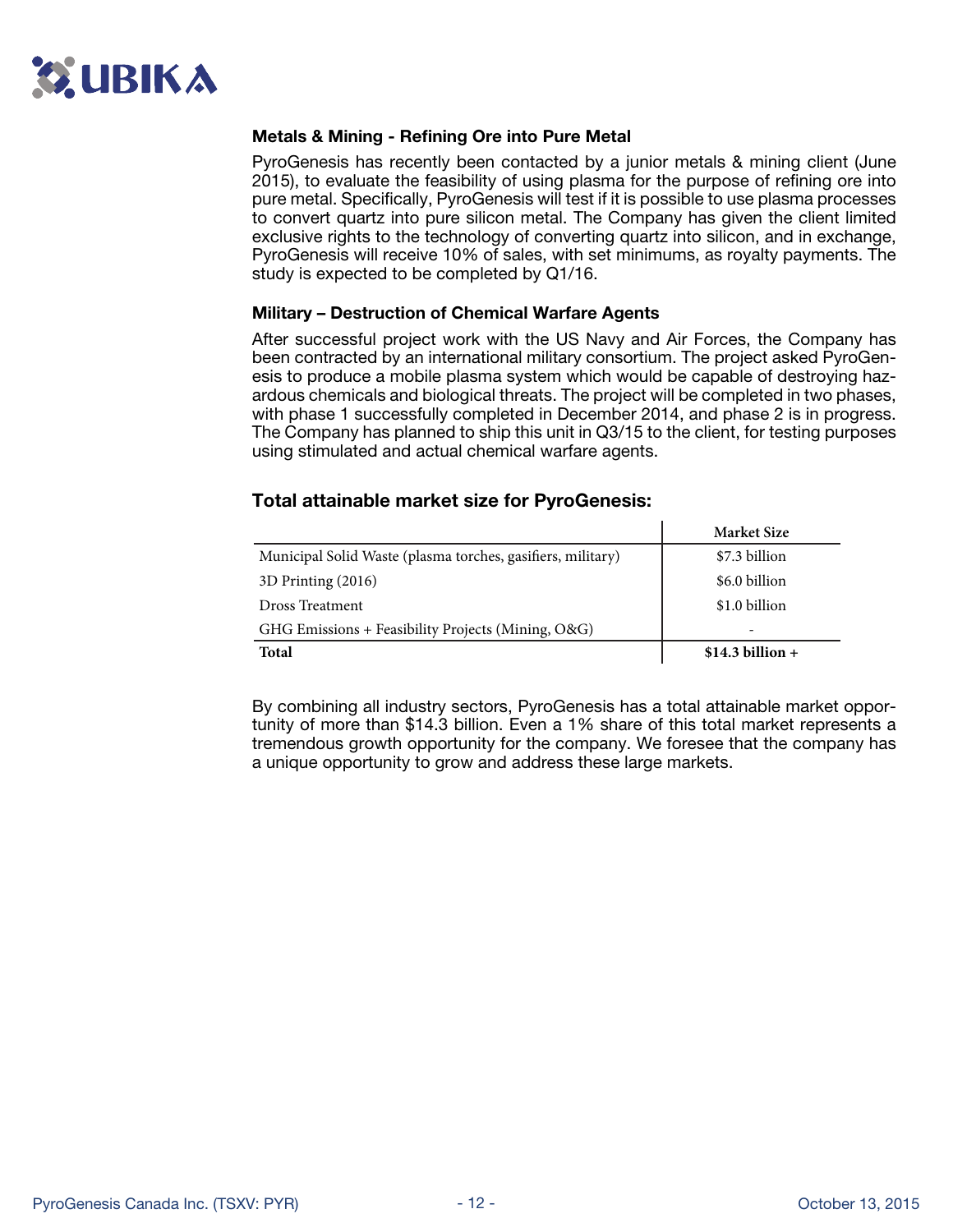### Metals & Mining - Refining Ore into Pure Metal

PyroGenesis has recently been contacted by a junior metals & mining client (June 2015), to evaluate the feasibility of using plasma for the purpose of refining ore into pure metal. Specifically, PyroGenesis will test if it is possible to use plasma processes to convert quartz into pure silicon metal. The Company has given the client limited exclusive rights to the technology of converting quartz into silicon, and in exchange, PyroGenesis will receive 10% of sales, with set minimums, as royalty payments. The study is expected to be completed by Q1/16.

### Military – Destruction of Chemical Warfare Agents

After successful project work with the US Navy and Air Forces, the Company has been contracted by an international military consortium. The project asked PyroGenesis to produce a mobile plasma system which would be capable of destroying hazardous chemicals and biological threats. The project will be completed in two phases, with phase 1 successfully completed in December 2014, and phase 2 is in progress. The Company has planned to ship this unit in Q3/15 to the client, for testing purposes using stimulated and actual chemical warfare agents.

## Total attainable market size for PyroGenesis:

| | Market Size |
|---|---|
| Municipal Solid Waste (plasma torches, gasifiers, military) | $7.3 billion |
| 3D Printing (2016) | $6.0 billion |
| Dross Treatment | $1.0 billion |
| GHG Emissions + Feasibility Projects (Mining, O&G) | - |
| **Total** | **$14.3 billion +** |

By combining all industry sectors, PyroGenesis has a total attainable market opportunity of more than $14.3 billion. Even a 1% share of this total market represents a tremendous growth opportunity for the company. We foresee that the company has a unique opportunity to grow and address these large markets.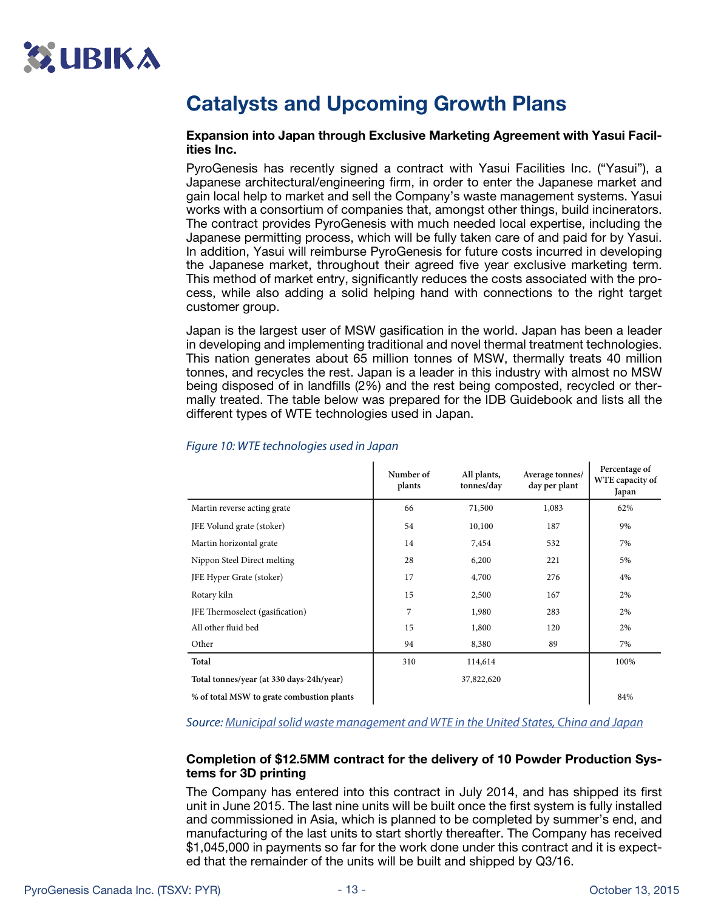## Catalysts and Upcoming Growth Plans

**Expansion into Japan through Exclusive Marketing Agreement with Yasui Facilities Inc.**

PyroGenesis has recently signed a contract with Yasui Facilities Inc. ("Yasui"), a Japanese architectural/engineering firm, in order to enter the Japanese market and gain local help to market and sell the Company's waste management systems. Yasui works with a consortium of companies that, amongst other things, build incinerators. The contract provides PyroGenesis with much needed local expertise, including the Japanese permitting process, which will be fully taken care of and paid for by Yasui. In addition, Yasui will reimburse PyroGenesis for future costs incurred in developing the Japanese market, throughout their agreed five year exclusive marketing term. This method of market entry, significantly reduces the costs associated with the process, while also adding a solid helping hand with connections to the right target customer group.

Japan is the largest user of MSW gasification in the world. Japan has been a leader in developing and implementing traditional and novel thermal treatment technologies. This nation generates about 65 million tonnes of MSW, thermally treats 40 million tonnes, and recycles the rest. Japan is a leader in this industry with almost no MSW being disposed of in landfills (2%) and the rest being composted, recycled or thermally treated. The table below was prepared for the IDB Guidebook and lists all the different types of WTE technologies used in Japan.

*Figure 10: WTE technologies used in Japan*

| | Number of plants | All plants, tonnes/day | Average tonnes/ day per plant | Percentage of WTE capacity of Japan |
|---|---|---|---|---|
| Martin reverse acting grate | 66 | 71,500 | 1,083 | 62% |
| JFE Volund grate (stoker) | 54 | 10,100 | 187 | 9% |
| Martin horizontal grate | 14 | 7,454 | 532 | 7% |
| Nippon Steel Direct melting | 28 | 6,200 | 221 | 5% |
| JFE Hyper Grate (stoker) | 17 | 4,700 | 276 | 4% |
| Rotary kiln | 15 | 2,500 | 167 | 2% |
| JFE Thermoselect (gasification) | 7 | 1,980 | 283 | 2% |
| All other fluid bed | 15 | 1,800 | 120 | 2% |
| Other | 94 | 8,380 | 89 | 7% |
| **Total** | 310 | 114,614 | | 100% |
| **Total tonnes/year (at 330 days-24h/year)** | | 37,822,620 | | |
| **% of total MSW to grate combustion plants** | | | | 84% |

*Source: Municipal solid waste management and WTE in the United States, China and Japan*

**Completion of $12.5MM contract for the delivery of 10 Powder Production Systems for 3D printing**

The Company has entered into this contract in July 2014, and has shipped its first unit in June 2015. The last nine units will be built once the first system is fully installed and commissioned in Asia, which is planned to be completed by summer's end, and manufacturing of the last units to start shortly thereafter. The Company has received $1,045,000 in payments so far for the work done under this contract and it is expected that the remainder of the units will be built and shipped by Q3/16.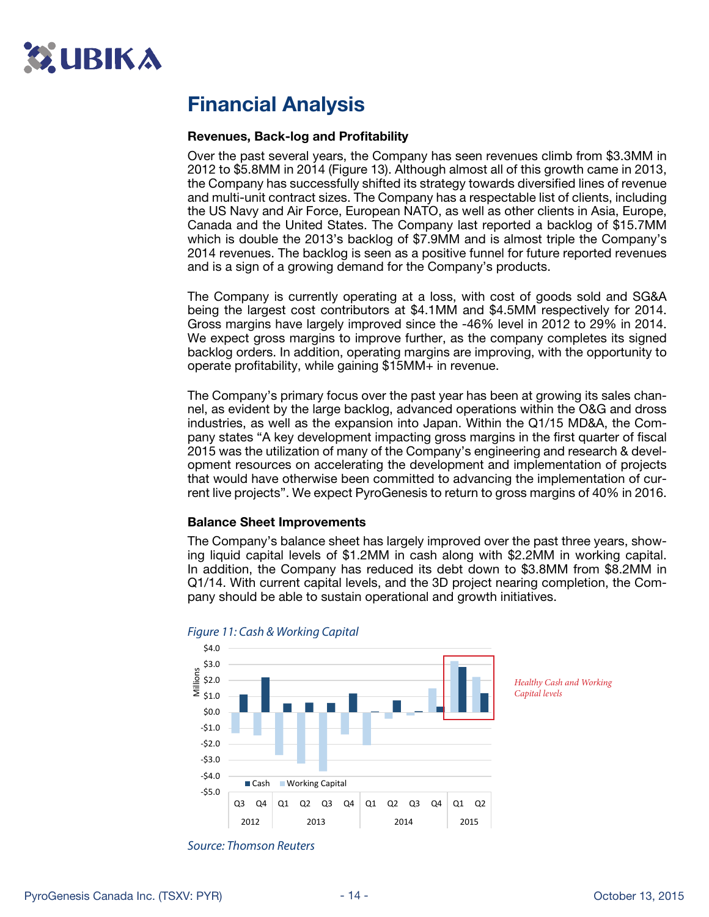# Financial Analysis

### Revenues, Back-log and Profitability

Over the past several years, the Company has seen revenues climb from $3.3MM in 2012 to $5.8MM in 2014 (Figure 13). Although almost all of this growth came in 2013, the Company has successfully shifted its strategy towards diversified lines of revenue and multi-unit contract sizes. The Company has a respectable list of clients, including the US Navy and Air Force, European NATO, as well as other clients in Asia, Europe, Canada and the United States. The Company last reported a backlog of $15.7MM which is double the 2013's backlog of $7.9MM and is almost triple the Company's 2014 revenues. The backlog is seen as a positive funnel for future reported revenues and is a sign of a growing demand for the Company's products.

The Company is currently operating at a loss, with cost of goods sold and SG&A being the largest cost contributors at $4.1MM and $4.5MM respectively for 2014. Gross margins have largely improved since the -46% level in 2012 to 29% in 2014. We expect gross margins to improve further, as the company completes its signed backlog orders. In addition, operating margins are improving, with the opportunity to operate profitability, while gaining $15MM+ in revenue.

The Company's primary focus over the past year has been at growing its sales channel, as evident by the large backlog, advanced operations within the O&G and dross industries, as well as the expansion into Japan. Within the Q1/15 MD&A, the Company states "A key development impacting gross margins in the first quarter of fiscal 2015 was the utilization of many of the Company's engineering and research & development resources on accelerating the development and implementation of projects that would have otherwise been committed to advancing the implementation of current live projects". We expect PyroGenesis to return to gross margins of 40% in 2016.

### Balance Sheet Improvements

The Company's balance sheet has largely improved over the past three years, showing liquid capital levels of $1.2MM in cash along with $2.2MM in working capital. In addition, the Company has reduced its debt down to $3.8MM from $8.2MM in Q1/14. With current capital levels, and the 3D project nearing completion, the Company should be able to sustain operational and growth initiatives.

*Figure 11: Cash & Working Capital*

*Healthy Cash and Working Capital levels*

*Source: Thomson Reuters*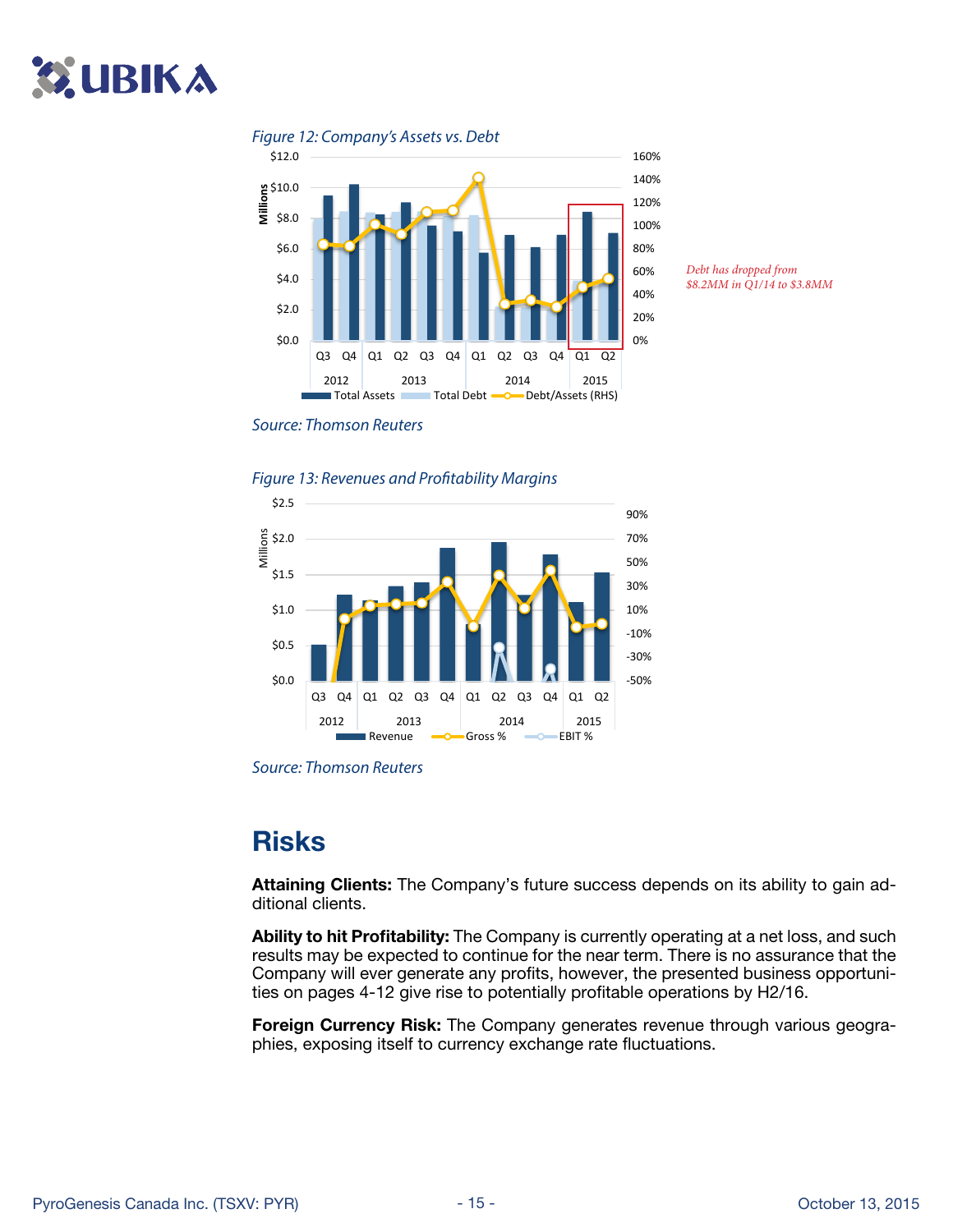*Figure 12: Company's Assets vs. Debt*

*Debt has dropped from $8.2MM in Q1/14 to $3.8MM*

*Source: Thomson Reuters*

*Figure 13: Revenues and Profitability Margins*

*Source: Thomson Reuters*

## Risks

**Attaining Clients:** The Company's future success depends on its ability to gain additional clients.

**Ability to hit Profitability:** The Company is currently operating at a net loss, and such results may be expected to continue for the near term. There is no assurance that the Company will ever generate any profits, however, the presented business opportunities on pages 4-12 give rise to potentially profitable operations by H2/16.

**Foreign Currency Risk:** The Company generates revenue through various geographies, exposing itself to currency exchange rate fluctuations.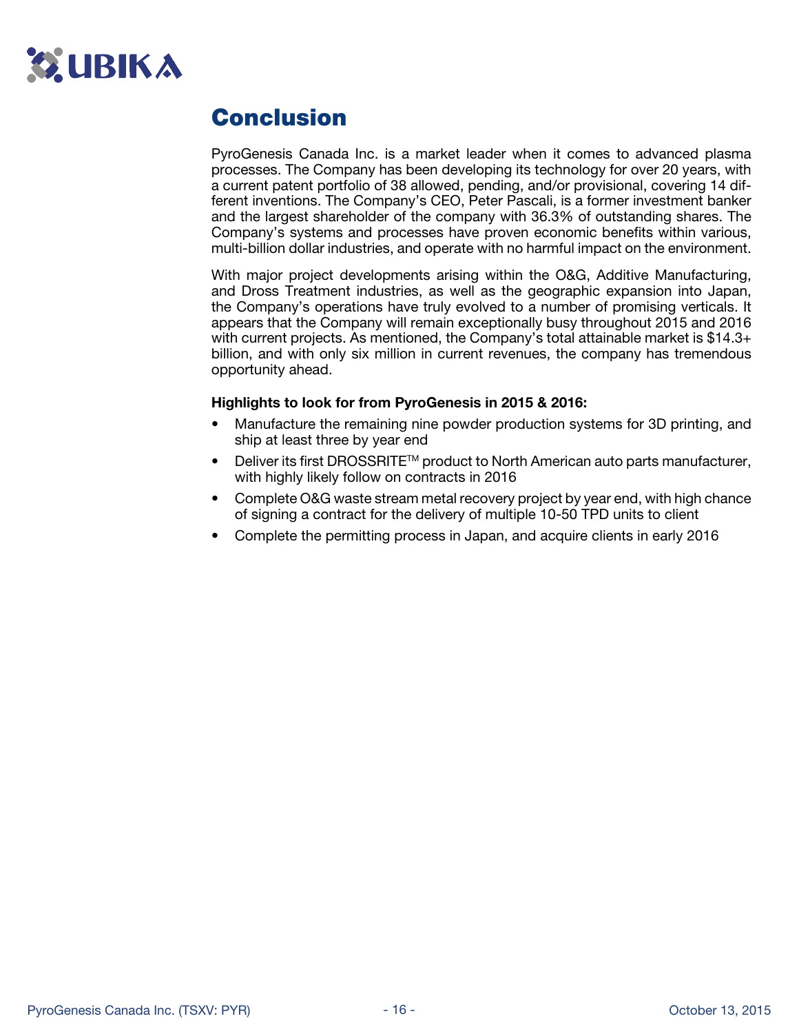## Conclusion

PyroGenesis Canada Inc. is a market leader when it comes to advanced plasma processes. The Company has been developing its technology for over 20 years, with a current patent portfolio of 38 allowed, pending, and/or provisional, covering 14 different inventions. The Company's CEO, Peter Pascali, is a former investment banker and the largest shareholder of the company with 36.3% of outstanding shares. The Company's systems and processes have proven economic benefits within various, multi-billion dollar industries, and operate with no harmful impact on the environment.

With major project developments arising within the O&G, Additive Manufacturing, and Dross Treatment industries, as well as the geographic expansion into Japan, the Company's operations have truly evolved to a number of promising verticals. It appears that the Company will remain exceptionally busy throughout 2015 and 2016 with current projects. As mentioned, the Company's total attainable market is $14.3+ billion, and with only six million in current revenues, the company has tremendous opportunity ahead.

**Highlights to look for from PyroGenesis in 2015 & 2016:**

- Manufacture the remaining nine powder production systems for 3D printing, and ship at least three by year end
- Deliver its first DROSSRITE™ product to North American auto parts manufacturer, with highly likely follow on contracts in 2016
- Complete O&G waste stream metal recovery project by year end, with high chance of signing a contract for the delivery of multiple 10-50 TPD units to client
- Complete the permitting process in Japan, and acquire clients in early 2016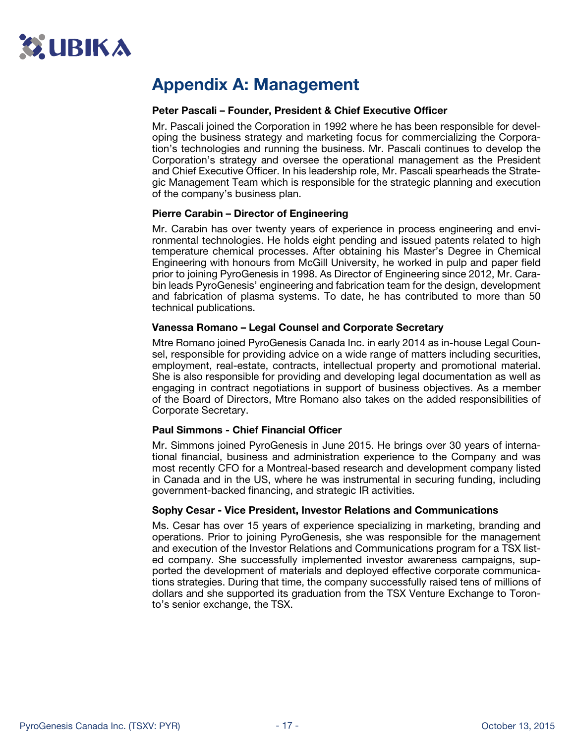# Appendix A: Management

**Peter Pascali – Founder, President & Chief Executive Officer**

Mr. Pascali joined the Corporation in 1992 where he has been responsible for developing the business strategy and marketing focus for commercializing the Corporation's technologies and running the business. Mr. Pascali continues to develop the Corporation's strategy and oversee the operational management as the President and Chief Executive Officer. In his leadership role, Mr. Pascali spearheads the Strategic Management Team which is responsible for the strategic planning and execution of the company's business plan.

**Pierre Carabin – Director of Engineering**

Mr. Carabin has over twenty years of experience in process engineering and environmental technologies. He holds eight pending and issued patents related to high temperature chemical processes. After obtaining his Master's Degree in Chemical Engineering with honours from McGill University, he worked in pulp and paper field prior to joining PyroGenesis in 1998. As Director of Engineering since 2012, Mr. Carabin leads PyroGenesis' engineering and fabrication team for the design, development and fabrication of plasma systems. To date, he has contributed to more than 50 technical publications.

**Vanessa Romano – Legal Counsel and Corporate Secretary**

Mtre Romano joined PyroGenesis Canada Inc. in early 2014 as in-house Legal Counsel, responsible for providing advice on a wide range of matters including securities, employment, real-estate, contracts, intellectual property and promotional material. She is also responsible for providing and developing legal documentation as well as engaging in contract negotiations in support of business objectives. As a member of the Board of Directors, Mtre Romano also takes on the added responsibilities of Corporate Secretary.

**Paul Simmons - Chief Financial Officer**

Mr. Simmons joined PyroGenesis in June 2015. He brings over 30 years of international financial, business and administration experience to the Company and was most recently CFO for a Montreal-based research and development company listed in Canada and in the US, where he was instrumental in securing funding, including government-backed financing, and strategic IR activities.

**Sophy Cesar - Vice President, Investor Relations and Communications**

Ms. Cesar has over 15 years of experience specializing in marketing, branding and operations. Prior to joining PyroGenesis, she was responsible for the management and execution of the Investor Relations and Communications program for a TSX listed company. She successfully implemented investor awareness campaigns, supported the development of materials and deployed effective corporate communications strategies. During that time, the company successfully raised tens of millions of dollars and she supported its graduation from the TSX Venture Exchange to Toronto's senior exchange, the TSX.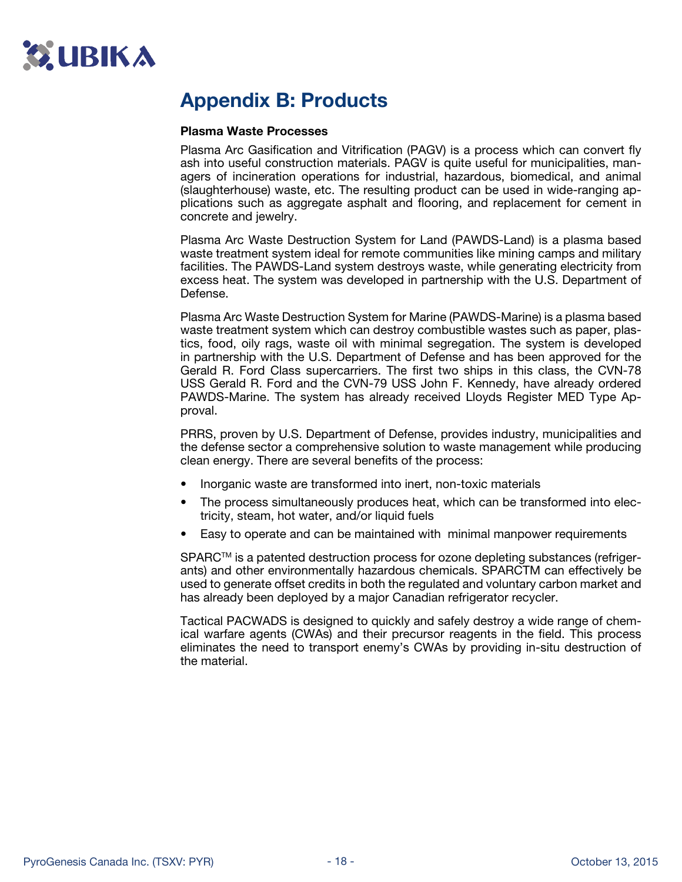# Appendix B: Products

**Plasma Waste Processes**

Plasma Arc Gasification and Vitrification (PAGV) is a process which can convert fly ash into useful construction materials. PAGV is quite useful for municipalities, managers of incineration operations for industrial, hazardous, biomedical, and animal (slaughterhouse) waste, etc. The resulting product can be used in wide-ranging applications such as aggregate asphalt and flooring, and replacement for cement in concrete and jewelry.

Plasma Arc Waste Destruction System for Land (PAWDS-Land) is a plasma based waste treatment system ideal for remote communities like mining camps and military facilities. The PAWDS-Land system destroys waste, while generating electricity from excess heat. The system was developed in partnership with the U.S. Department of Defense.

Plasma Arc Waste Destruction System for Marine (PAWDS-Marine) is a plasma based waste treatment system which can destroy combustible wastes such as paper, plastics, food, oily rags, waste oil with minimal segregation. The system is developed in partnership with the U.S. Department of Defense and has been approved for the Gerald R. Ford Class supercarriers. The first two ships in this class, the CVN-78 USS Gerald R. Ford and the CVN-79 USS John F. Kennedy, have already ordered PAWDS-Marine. The system has already received Lloyds Register MED Type Approval.

PRRS, proven by U.S. Department of Defense, provides industry, municipalities and the defense sector a comprehensive solution to waste management while producing clean energy. There are several benefits of the process:

- Inorganic waste are transformed into inert, non-toxic materials
- The process simultaneously produces heat, which can be transformed into electricity, steam, hot water, and/or liquid fuels
- Easy to operate and can be maintained with minimal manpower requirements

SPARC™ is a patented destruction process for ozone depleting substances (refrigerants) and other environmentally hazardous chemicals. SPARCTM can effectively be used to generate offset credits in both the regulated and voluntary carbon market and has already been deployed by a major Canadian refrigerator recycler.

Tactical PACWADS is designed to quickly and safely destroy a wide range of chemical warfare agents (CWAs) and their precursor reagents in the field. This process eliminates the need to transport enemy's CWAs by providing in-situ destruction of the material.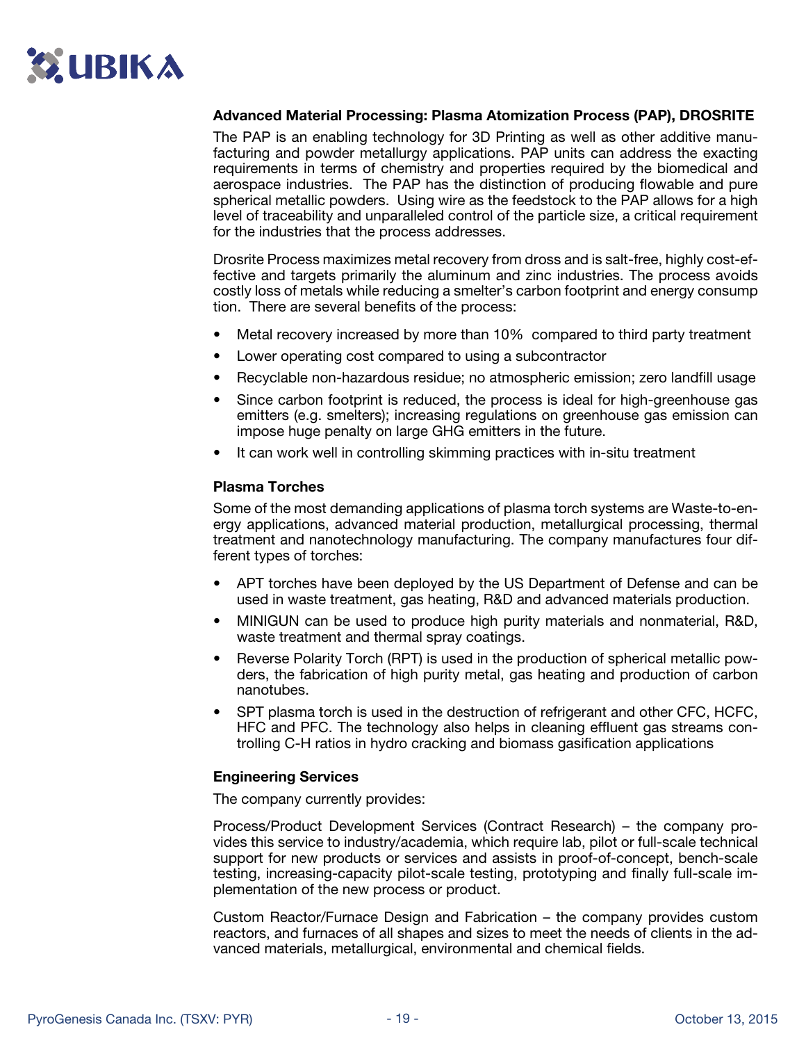### Advanced Material Processing: Plasma Atomization Process (PAP), DROSRITE

The PAP is an enabling technology for 3D Printing as well as other additive manufacturing and powder metallurgy applications. PAP units can address the exacting requirements in terms of chemistry and properties required by the biomedical and aerospace industries. The PAP has the distinction of producing flowable and pure spherical metallic powders. Using wire as the feedstock to the PAP allows for a high level of traceability and unparalleled control of the particle size, a critical requirement for the industries that the process addresses.

Drosrite Process maximizes metal recovery from dross and is salt-free, highly cost-effective and targets primarily the aluminum and zinc industries. The process avoids costly loss of metals while reducing a smelter's carbon footprint and energy consumption. There are several benefits of the process:

- Metal recovery increased by more than 10% compared to third party treatment
- Lower operating cost compared to using a subcontractor
- Recyclable non-hazardous residue; no atmospheric emission; zero landfill usage
- Since carbon footprint is reduced, the process is ideal for high-greenhouse gas emitters (e.g. smelters); increasing regulations on greenhouse gas emission can impose huge penalty on large GHG emitters in the future.
- It can work well in controlling skimming practices with in-situ treatment

### Plasma Torches

Some of the most demanding applications of plasma torch systems are Waste-to-energy applications, advanced material production, metallurgical processing, thermal treatment and nanotechnology manufacturing. The company manufactures four different types of torches:

- APT torches have been deployed by the US Department of Defense and can be used in waste treatment, gas heating, R&D and advanced materials production.
- MINIGUN can be used to produce high purity materials and nonmaterial, R&D, waste treatment and thermal spray coatings.
- Reverse Polarity Torch (RPT) is used in the production of spherical metallic powders, the fabrication of high purity metal, gas heating and production of carbon nanotubes.
- SPT plasma torch is used in the destruction of refrigerant and other CFC, HCFC, HFC and PFC. The technology also helps in cleaning effluent gas streams controlling C-H ratios in hydro cracking and biomass gasification applications

### Engineering Services

The company currently provides:

Process/Product Development Services (Contract Research) – the company provides this service to industry/academia, which require lab, pilot or full-scale technical support for new products or services and assists in proof-of-concept, bench-scale testing, increasing-capacity pilot-scale testing, prototyping and finally full-scale implementation of the new process or product.

Custom Reactor/Furnace Design and Fabrication – the company provides custom reactors, and furnaces of all shapes and sizes to meet the needs of clients in the advanced materials, metallurgical, environmental and chemical fields.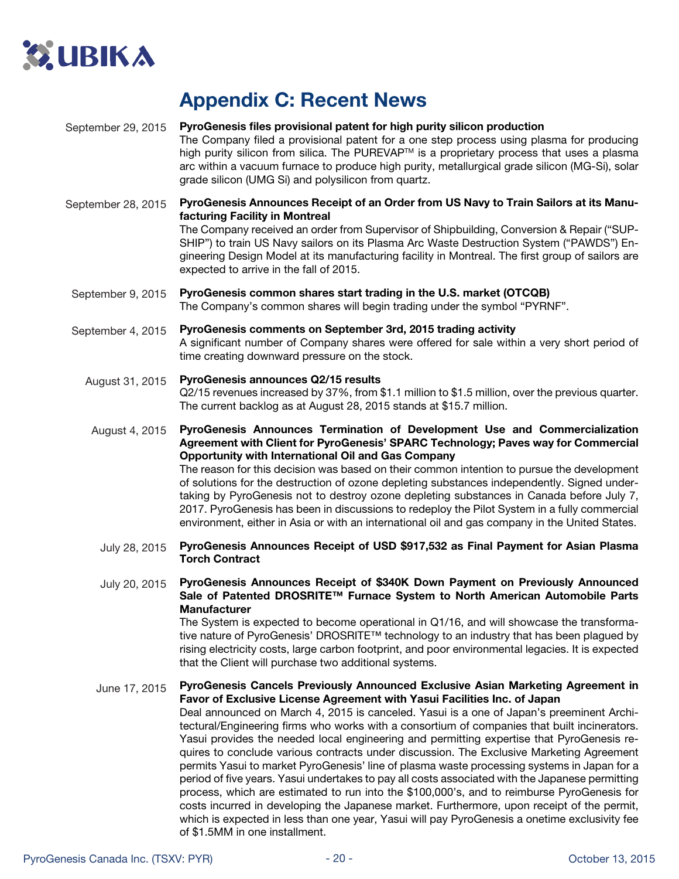# Appendix C: Recent News

September 29, 2015 **PyroGenesis files provisional patent for high purity silicon production**
The Company filed a provisional patent for a one step process using plasma for producing high purity silicon from silica. The PUREVAP™ is a proprietary process that uses a plasma arc within a vacuum furnace to produce high purity, metallurgical grade silicon (MG-Si), solar grade silicon (UMG Si) and polysilicon from quartz.

September 28, 2015 **PyroGenesis Announces Receipt of an Order from US Navy to Train Sailors at its Manufacturing Facility in Montreal**
The Company received an order from Supervisor of Shipbuilding, Conversion & Repair ("SUPSHIP") to train US Navy sailors on its Plasma Arc Waste Destruction System ("PAWDS") Engineering Design Model at its manufacturing facility in Montreal. The first group of sailors are expected to arrive in the fall of 2015.

September 9, 2015 **PyroGenesis common shares start trading in the U.S. market (OTCQB)**
The Company's common shares will begin trading under the symbol "PYRNF".

September 4, 2015 **PyroGenesis comments on September 3rd, 2015 trading activity**
A significant number of Company shares were offered for sale within a very short period of time creating downward pressure on the stock.

August 31, 2015 **PyroGenesis announces Q2/15 results**
Q2/15 revenues increased by 37%, from $1.1 million to $1.5 million, over the previous quarter. The current backlog as at August 28, 2015 stands at $15.7 million.

August 4, 2015 **PyroGenesis Announces Termination of Development Use and Commercialization Agreement with Client for PyroGenesis' SPARC Technology; Paves way for Commercial Opportunity with International Oil and Gas Company**
The reason for this decision was based on their common intention to pursue the development of solutions for the destruction of ozone depleting substances independently. Signed undertaking by PyroGenesis not to destroy ozone depleting substances in Canada before July 7, 2017. PyroGenesis has been in discussions to redeploy the Pilot System in a fully commercial environment, either in Asia or with an international oil and gas company in the United States.

July 28, 2015 **PyroGenesis Announces Receipt of USD $917,532 as Final Payment for Asian Plasma Torch Contract**

July 20, 2015 **PyroGenesis Announces Receipt of $340K Down Payment on Previously Announced Sale of Patented DROSRITE™ Furnace System to North American Automobile Parts Manufacturer**
The System is expected to become operational in Q1/16, and will showcase the transformative nature of PyroGenesis' DROSRITE™ technology to an industry that has been plagued by rising electricity costs, large carbon footprint, and poor environmental legacies. It is expected that the Client will purchase two additional systems.

June 17, 2015 **PyroGenesis Cancels Previously Announced Exclusive Asian Marketing Agreement in Favor of Exclusive License Agreement with Yasui Facilities Inc. of Japan**
Deal announced on March 4, 2015 is canceled. Yasui is a one of Japan's preeminent Architectural/Engineering firms who works with a consortium of companies that built incinerators. Yasui provides the needed local engineering and permitting expertise that PyroGenesis requires to conclude various contracts under discussion. The Exclusive Marketing Agreement permits Yasui to market PyroGenesis' line of plasma waste processing systems in Japan for a period of five years. Yasui undertakes to pay all costs associated with the Japanese permitting process, which are estimated to run into the $100,000's, and to reimburse PyroGenesis for costs incurred in developing the Japanese market. Furthermore, upon receipt of the permit, which is expected in less than one year, Yasui will pay PyroGenesis a onetime exclusivity fee of $1.5MM in one installment.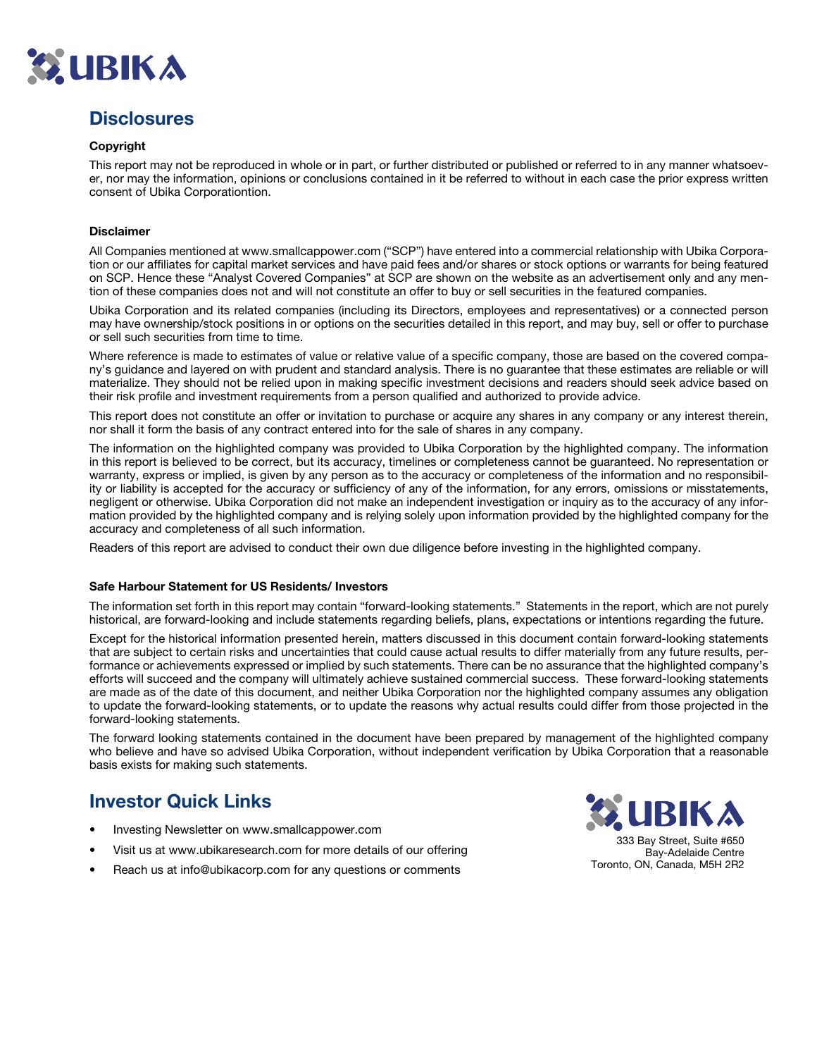## Disclosures

**Copyright**

This report may not be reproduced in whole or in part, or further distributed or published or referred to in any manner whatsoever, nor may the information, opinions or conclusions contained in it be referred to without in each case the prior express written consent of Ubika Corporationtion.

**Disclaimer**

All Companies mentioned at www.smallcappower.com ("SCP") have entered into a commercial relationship with Ubika Corporation or our affiliates for capital market services and have paid fees and/or shares or stock options or warrants for being featured on SCP. Hence these "Analyst Covered Companies" at SCP are shown on the website as an advertisement only and any mention of these companies does not and will not constitute an offer to buy or sell securities in the featured companies.

Ubika Corporation and its related companies (including its Directors, employees and representatives) or a connected person may have ownership/stock positions in or options on the securities detailed in this report, and may buy, sell or offer to purchase or sell such securities from time to time.

Where reference is made to estimates of value or relative value of a specific company, those are based on the covered company's guidance and layered on with prudent and standard analysis. There is no guarantee that these estimates are reliable or will materialize. They should not be relied upon in making specific investment decisions and readers should seek advice based on their risk profile and investment requirements from a person qualified and authorized to provide advice.

This report does not constitute an offer or invitation to purchase or acquire any shares in any company or any interest therein, nor shall it form the basis of any contract entered into for the sale of shares in any company.

The information on the highlighted company was provided to Ubika Corporation by the highlighted company. The information in this report is believed to be correct, but its accuracy, timelines or completeness cannot be guaranteed. No representation or warranty, express or implied, is given by any person as to the accuracy or completeness of the information and no responsibility or liability is accepted for the accuracy or sufficiency of any of the information, for any errors, omissions or misstatements, negligent or otherwise. Ubika Corporation did not make an independent investigation or inquiry as to the accuracy of any information provided by the highlighted company and is relying solely upon information provided by the highlighted company for the accuracy and completeness of all such information.

Readers of this report are advised to conduct their own due diligence before investing in the highlighted company.

**Safe Harbour Statement for US Residents/ Investors**

The information set forth in this report may contain "forward-looking statements." Statements in the report, which are not purely historical, are forward-looking and include statements regarding beliefs, plans, expectations or intentions regarding the future.

Except for the historical information presented herein, matters discussed in this document contain forward-looking statements that are subject to certain risks and uncertainties that could cause actual results to differ materially from any future results, performance or achievements expressed or implied by such statements. There can be no assurance that the highlighted company's efforts will succeed and the company will ultimately achieve sustained commercial success. These forward-looking statements are made as of the date of this document, and neither Ubika Corporation nor the highlighted company assumes any obligation to update the forward-looking statements, or to update the reasons why actual results could differ from those projected in the forward-looking statements.

The forward looking statements contained in the document have been prepared by management of the highlighted company who believe and have so advised Ubika Corporation, without independent verification by Ubika Corporation that a reasonable basis exists for making such statements.

## Investor Quick Links

- Investing Newsletter on www.smallcappower.com
- Visit us at www.ubikaresearch.com for more details of our offering
- Reach us at info@ubikacorp.com for any questions or comments

UBIKA
333 Bay Street, Suite #650
Bay-Adelaide Centre
Toronto, ON, Canada, M5H 2R2